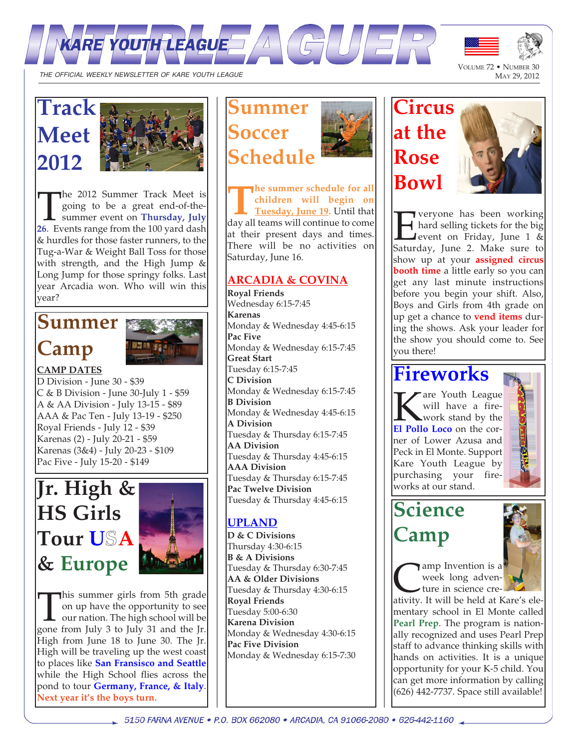# INTERLEAGUER

KARE YOUTH LEAGUE

THE OFFICIAL WEEKLY NEWSLETTER OF KARE YOUTH LEAGUE

VOLUME 72 • NUMBER 30
MAY 29, 2012

## Track Meet 2012

The 2012 Summer Track Meet is going to be a great end-of-the-summer event on **Thursday, July 26**. Events range from the 100 yard dash & hurdles for those faster runners, to the Tug-a-War & Weight Ball Toss for those with strength, and the High Jump & Long Jump for those springy folks. Last year Arcadia won. Who will win this year?

## Summer Camp

**CAMP DATES**

D Division - June 30 - $39
C & B Division - June 30-July 1 - $59
A & AA Division - July 13-15 - $89
AAA & Pac Ten - July 13-19 - $250
Royal Friends - July 12 - $39
Karenas (2) - July 20-21 - $59
Karenas (3&4) - July 20-23 - $109
Pac Five - July 15-20 - $149

## Jr. High & HS Girls Tour USA & Europe

This summer girls from 5th grade on up have the opportunity to see our nation. The high school will be gone from July 3 to July 31 and the Jr. High from June 18 to June 30. The Jr. High will be traveling up the west coast to places like **San Fransisco and Seattle** while the High School flies across the pond to tour **Germany, France, & Italy**. **Next year it's the boys turn.**

## Summer Soccer Schedule

**The summer schedule for all children will begin on Tuesday, June 19.** Until that day all teams will continue to come at their present days and times. There will be no activities on Saturday, June 16.

### ARCADIA & COVINA

**Royal Friends**
Wednesday 6:15-7:45
**Karenas**
Monday & Wednesday 4:45-6:15
**Pac Five**
Monday & Wednesday 6:15-7:45
**Great Start**
Tuesday 6:15-7:45
**C Division**
Monday & Wednesday 6:15-7:45
**B Division**
Monday & Wednesday 4:45-6:15
**A Division**
Tuesday & Thursday 6:15-7:45
**AA Division**
Tuesday & Thursday 4:45-6:15
**AAA Division**
Tuesday & Thursday 6:15-7:45
**Pac Twelve Division**
Tuesday & Thursday 4:45-6:15

### UPLAND

**D & C Divisions**
Thursday 4:30-6:15
**B & A Divisions**
Tuesday & Thursday 6:30-7:45
**AA & Older Divisions**
Tuesday & Thursday 4:30-6:15
**Royal Friends**
Tuesday 5:00-6:30
**Karena Division**
Monday & Wednesday 4:30-6:15
**Pac Five Division**
Monday & Wednesday 6:15-7:30

## Circus at the Rose Bowl

Everyone has been working hard selling tickets for the big event on Friday, June 1 & Saturday, June 2. Make sure to show up at your **assigned circus booth time** a little early so you can get any last minute instructions before you begin your shift. Also, Boys and Girls from 4th grade on up get a chance to **vend items** during the shows. Ask your leader for the show you should come to. See you there!

## Fireworks

Kare Youth League will have a firework stand by the **El Pollo Loco** on the corner of Lower Azusa and Peck in El Monte. Support Kare Youth League by purchasing your fireworks at our stand.

## Science Camp

Camp Invention is a week long adventure in science creativity. It will be held at Kare's elementary school in El Monte called **Pearl Prep**. The program is nationally recognized and uses Pearl Prep staff to advance thinking skills with hands on activities. It is a unique opportunity for your K-5 child. You can get more information by calling (626) 442-7737. Space still available!

5150 FARNA AVENUE • P.O. BOX 662080 • ARCADIA, CA 91066-2080 • 626-442-1160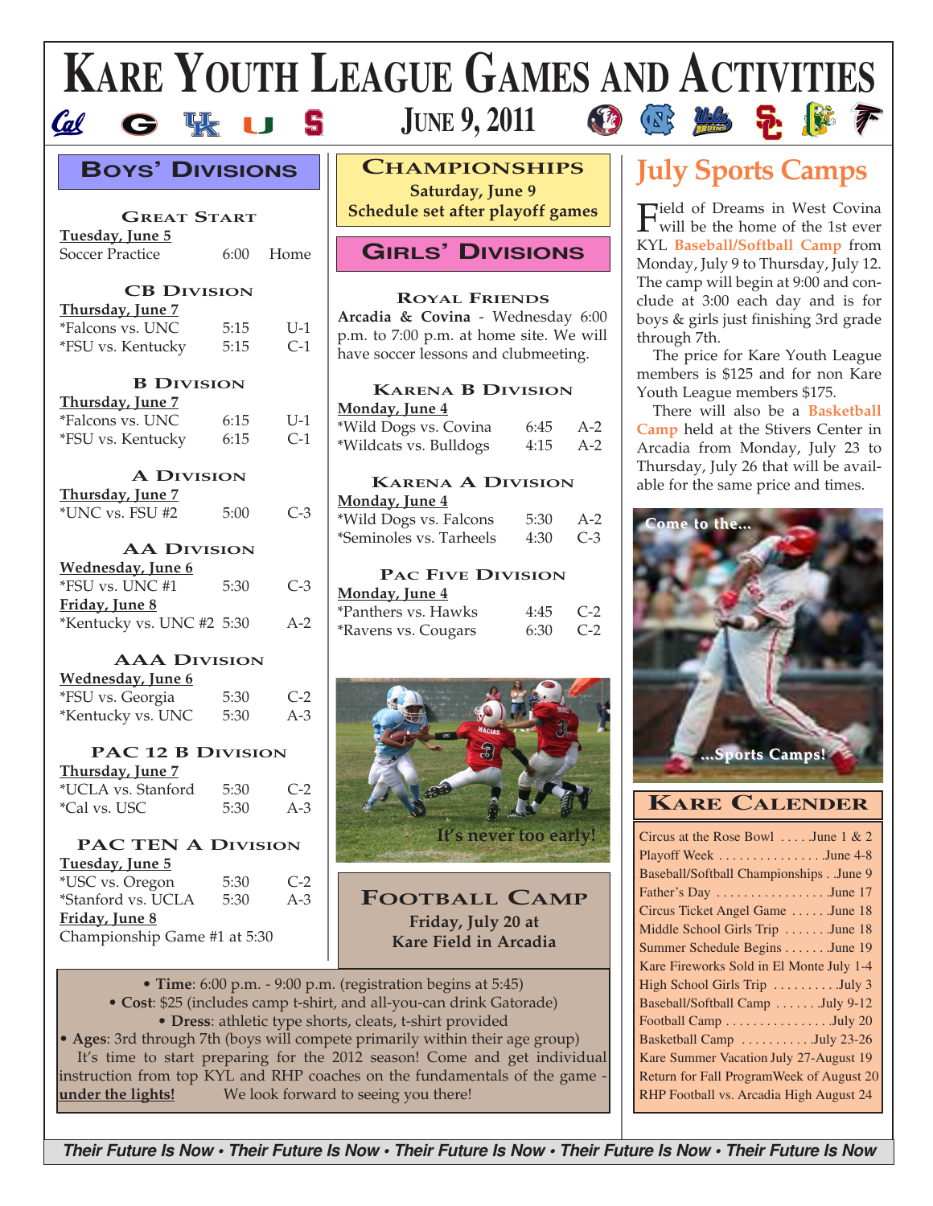# KARE YOUTH LEAGUE GAMES AND ACTIVITIES

## JUNE 9, 2011

## BOYS' DIVISIONS

### GREAT START

**Tuesday, June 5**

| | | |
|---|---|---|
| Soccer Practice | 6:00 | Home |

### CB DIVISION

**Thursday, June 7**

| | | |
|---|---|---|
| *Falcons vs. UNC | 5:15 | U-1 |
| *FSU vs. Kentucky | 5:15 | C-1 |

### B DIVISION

**Thursday, June 7**

| | | |
|---|---|---|
| *Falcons vs. UNC | 6:15 | U-1 |
| *FSU vs. Kentucky | 6:15 | C-1 |

### A DIVISION

**Thursday, June 7**

| | | |
|---|---|---|
| *UNC vs. FSU #2 | 5:00 | C-3 |

### AA DIVISION

**Wednesday, June 6**

| | | |
|---|---|---|
| *FSU vs. UNC #1 | 5:30 | C-3 |

**Friday, June 8**

| | | |
|---|---|---|
| *Kentucky vs. UNC #2 | 5:30 | A-2 |

### AAA DIVISION

**Wednesday, June 6**

| | | |
|---|---|---|
| *FSU vs. Georgia | 5:30 | C-2 |
| *Kentucky vs. UNC | 5:30 | A-3 |

### PAC 12 B DIVISION

**Thursday, June 7**

| | | |
|---|---|---|
| *UCLA vs. Stanford | 5:30 | C-2 |
| *Cal vs. USC | 5:30 | A-3 |

### PAC TEN A DIVISION

**Tuesday, June 5**

| | | |
|---|---|---|
| *USC vs. Oregon | 5:30 | C-2 |
| *Stanford vs. UCLA | 5:30 | A-3 |

**Friday, June 8**

Championship Game #1 at 5:30

## CHAMPIONSHIPS

**Saturday, June 9**
**Schedule set after playoff games**

## GIRLS' DIVISIONS

### ROYAL FRIENDS

**Arcadia & Covina** - Wednesday 6:00 p.m. to 7:00 p.m. at home site. We will have soccer lessons and clubmeeting.

### KARENA B DIVISION

**Monday, June 4**

| | | |
|---|---|---|
| *Wild Dogs vs. Covina | 6:45 | A-2 |
| *Wildcats vs. Bulldogs | 4:15 | A-2 |

### KARENA A DIVISION

**Monday, June 4**

| | | |
|---|---|---|
| *Wild Dogs vs. Falcons | 5:30 | A-2 |
| *Seminoles vs. Tarheels | 4:30 | C-3 |

### PAC FIVE DIVISION

**Monday, June 4**

| | | |
|---|---|---|
| *Panthers vs. Hawks | 4:45 | C-2 |
| *Ravens vs. Cougars | 6:30 | C-2 |

It's never too early!

## FOOTBALL CAMP

**Friday, July 20 at**
**Kare Field in Arcadia**

- **Time**: 6:00 p.m. - 9:00 p.m. (registration begins at 5:45)
- **Cost**: $25 (includes camp t-shirt, and all-you-can drink Gatorade)
- **Dress**: athletic type shorts, cleats, t-shirt provided
- **Ages**: 3rd through 7th (boys will compete primarily within their age group)

It's time to start preparing for the 2012 season! Come and get individual instruction from top KYL and RHP coaches on the fundamentals of the game - **under the lights!** We look forward to seeing you there!

## July Sports Camps

Field of Dreams in West Covina will be the home of the 1st ever KYL **Baseball/Softball Camp** from Monday, July 9 to Thursday, July 12. The camp will begin at 9:00 and conclude at 3:00 each day and is for boys & girls just finishing 3rd grade through 7th.

The price for Kare Youth League members is $125 and for non Kare Youth League members $175.

There will also be a **Basketball Camp** held at the Stivers Center in Arcadia from Monday, July 23 to Thursday, July 26 that will be available for the same price and times.

Come to the...

...Sports Camps!

## KARE CALENDER

| | |
|---|---|
| Circus at the Rose Bowl | June 1 & 2 |
| Playoff Week | June 4-8 |
| Baseball/Softball Championships | June 9 |
| Father's Day | June 17 |
| Circus Ticket Angel Game | June 18 |
| Middle School Girls Trip | June 18 |
| Summer Schedule Begins | June 19 |
| Kare Fireworks Sold in El Monte | July 1-4 |
| High School Girls Trip | July 3 |
| Baseball/Softball Camp | July 9-12 |
| Football Camp | July 20 |
| Basketball Camp | July 23-26 |
| Kare Summer Vacation | July 27-August 19 |
| Return for Fall ProgramWeek of | August 20 |
| RHP Football vs. Arcadia High | August 24 |

*Their Future Is Now • Their Future Is Now • Their Future Is Now • Their Future Is Now • Their Future Is Now*